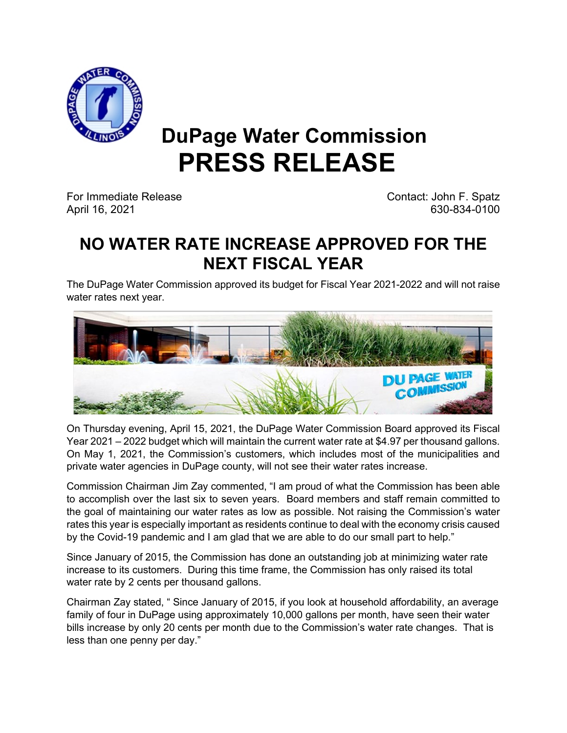# DuPage Water Commission
# PRESS RELEASE

For Immediate Release
April 16, 2021

Contact: John F. Spatz
630-834-0100

## NO WATER RATE INCREASE APPROVED FOR THE NEXT FISCAL YEAR

The DuPage Water Commission approved its budget for Fiscal Year 2021-2022 and will not raise water rates next year.

On Thursday evening, April 15, 2021, the DuPage Water Commission Board approved its Fiscal Year 2021 – 2022 budget which will maintain the current water rate at $4.97 per thousand gallons. On May 1, 2021, the Commission's customers, which includes most of the municipalities and private water agencies in DuPage county, will not see their water rates increase.

Commission Chairman Jim Zay commented, "I am proud of what the Commission has been able to accomplish over the last six to seven years. Board members and staff remain committed to the goal of maintaining our water rates as low as possible. Not raising the Commission's water rates this year is especially important as residents continue to deal with the economy crisis caused by the Covid-19 pandemic and I am glad that we are able to do our small part to help."

Since January of 2015, the Commission has done an outstanding job at minimizing water rate increase to its customers. During this time frame, the Commission has only raised its total water rate by 2 cents per thousand gallons.

Chairman Zay stated, " Since January of 2015, if you look at household affordability, an average family of four in DuPage using approximately 10,000 gallons per month, have seen their water bills increase by only 20 cents per month due to the Commission's water rate changes. That is less than one penny per day."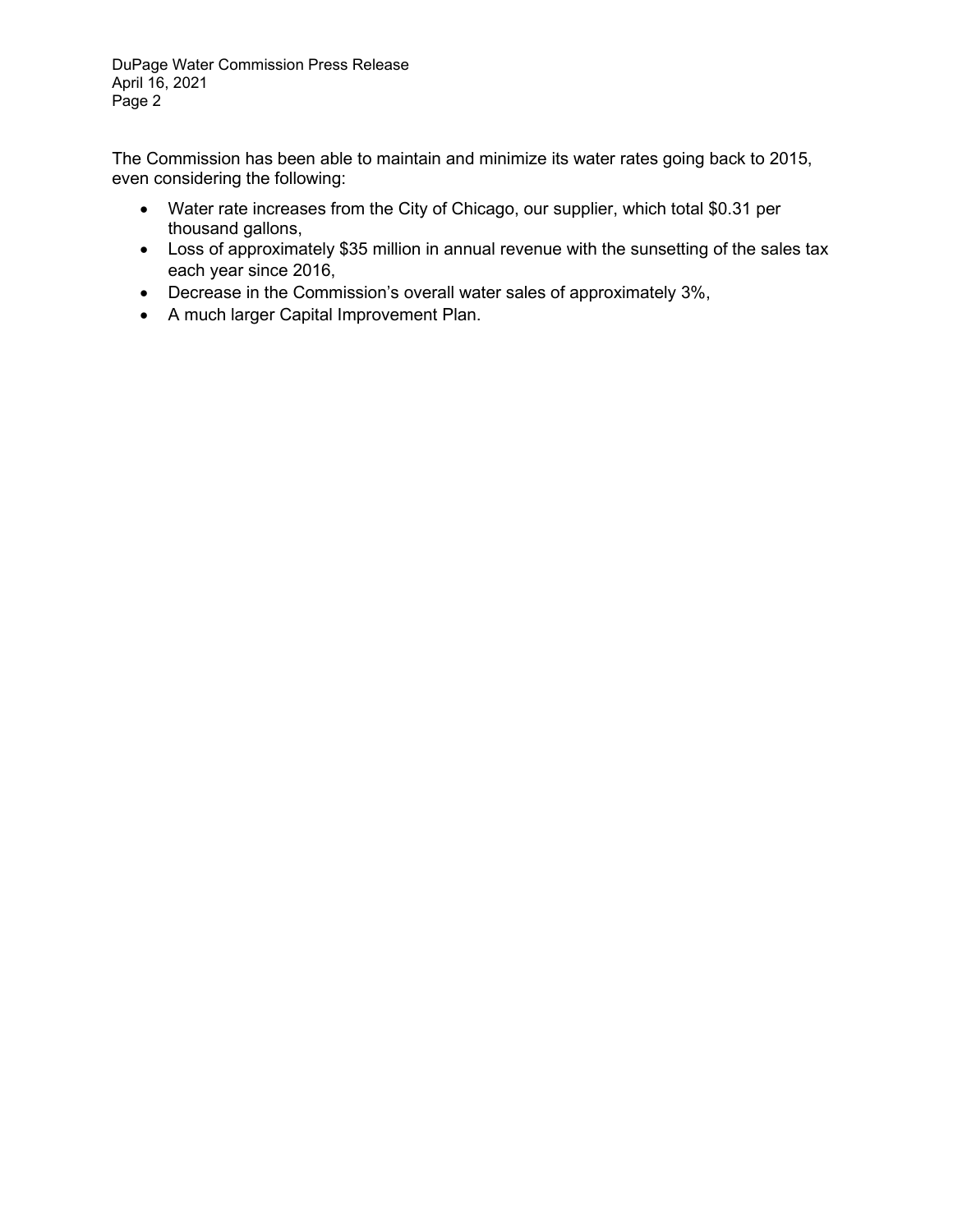The Commission has been able to maintain and minimize its water rates going back to 2015, even considering the following:

- Water rate increases from the City of Chicago, our supplier, which total $0.31 per thousand gallons,
- Loss of approximately $35 million in annual revenue with the sunsetting of the sales tax each year since 2016,
- Decrease in the Commission's overall water sales of approximately 3%,
- A much larger Capital Improvement Plan.